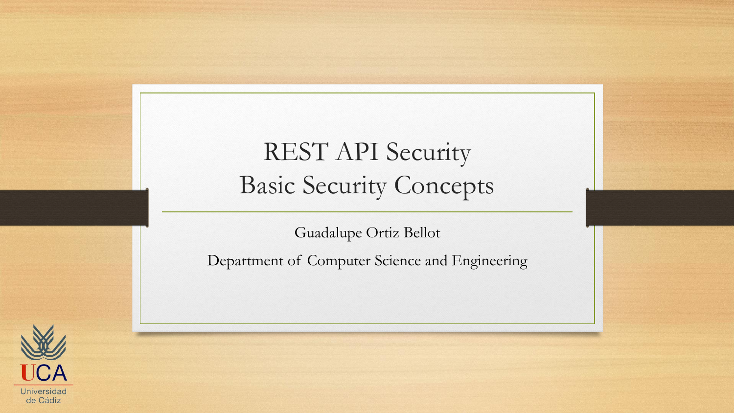# REST API Security
# Basic Security Concepts

Guadalupe Ortiz Bellot

Department of Computer Science and Engineering

UCA
Universidad de Cádiz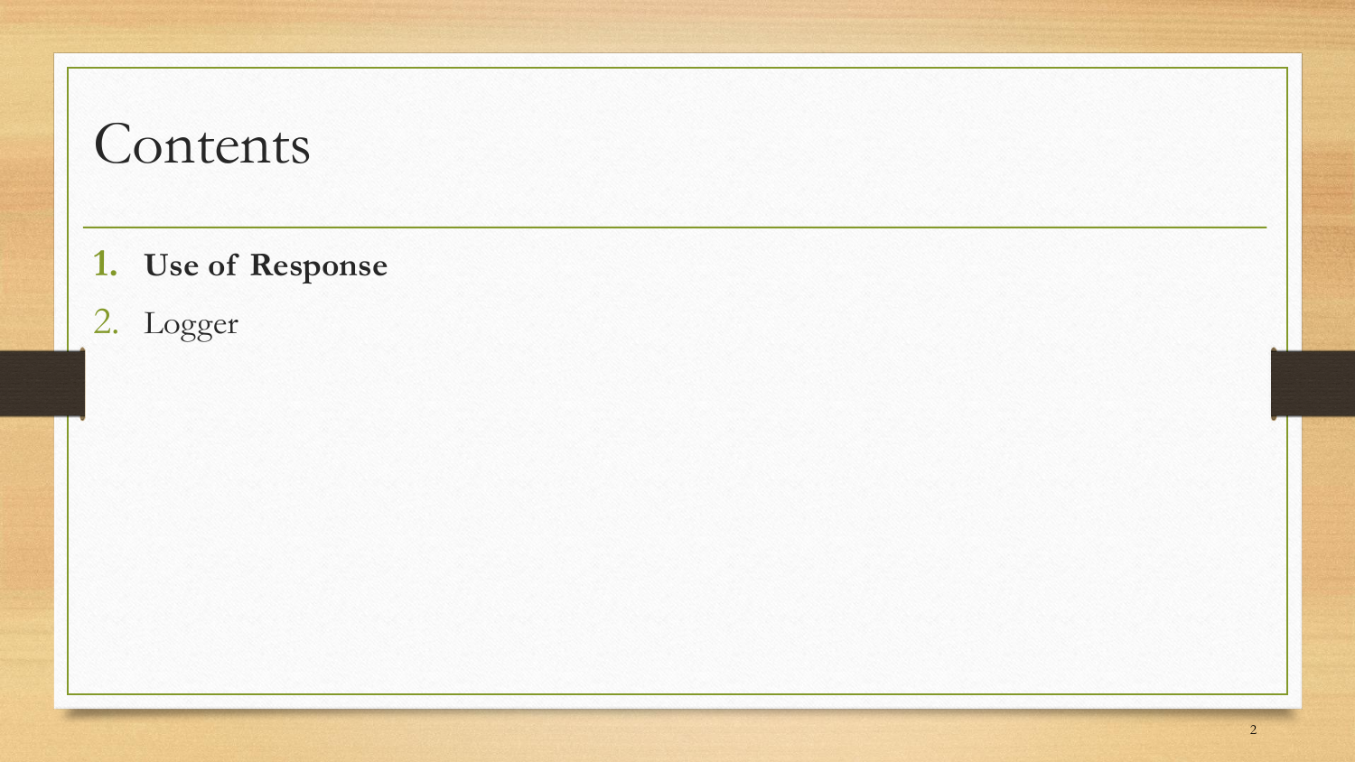# Contents

1. **Use of Response**
2. Logger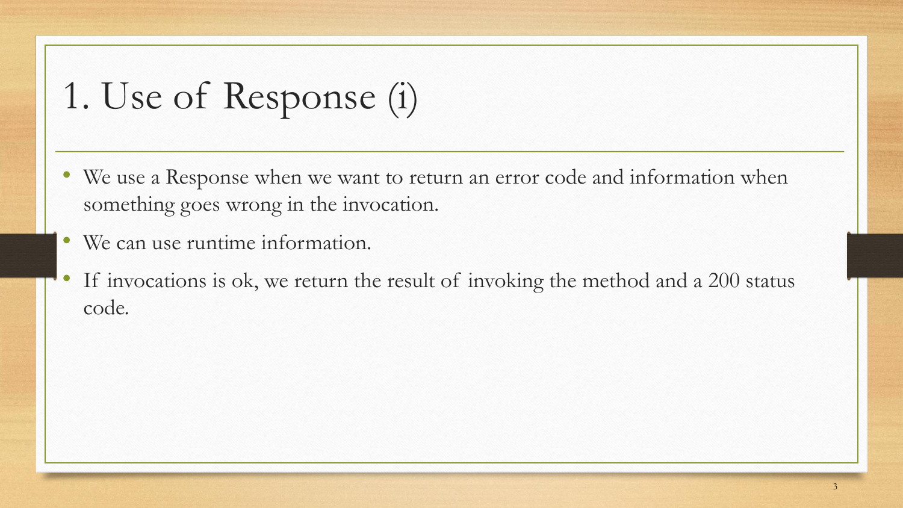# 1. Use of Response (i)

- We use a Response when we want to return an error code and information when something goes wrong in the invocation.
- We can use runtime information.
- If invocations is ok, we return the result of invoking the method and a 200 status code.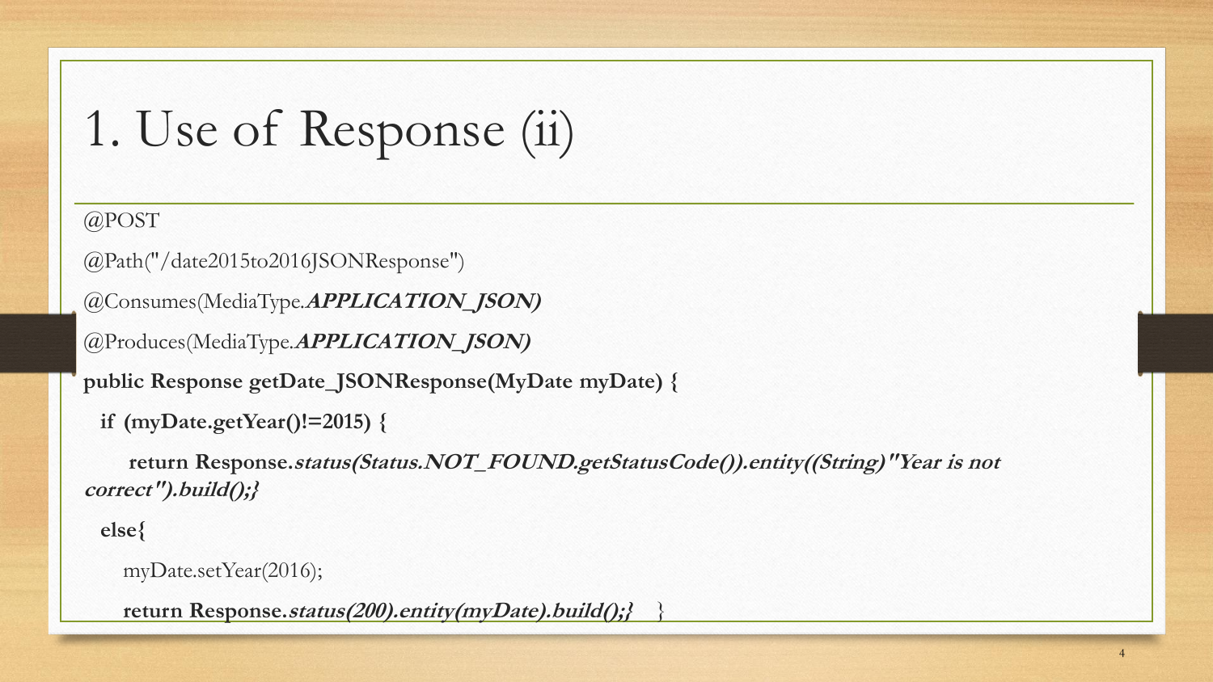# 1. Use of Response (ii)

```
@POST
@Path("/date2015to2016JSONResponse")
@Consumes(MediaType.APPLICATION_JSON)
@Produces(MediaType.APPLICATION_JSON)
public Response getDate_JSONResponse(MyDate myDate) {
  if (myDate.getYear()!=2015) {
     return Response.status(Status.NOT_FOUND.getStatusCode()).entity((String)"Year is not correct").build();}
  else{
    myDate.setYear(2016);
    return Response.status(200).entity(myDate).build();}  }
```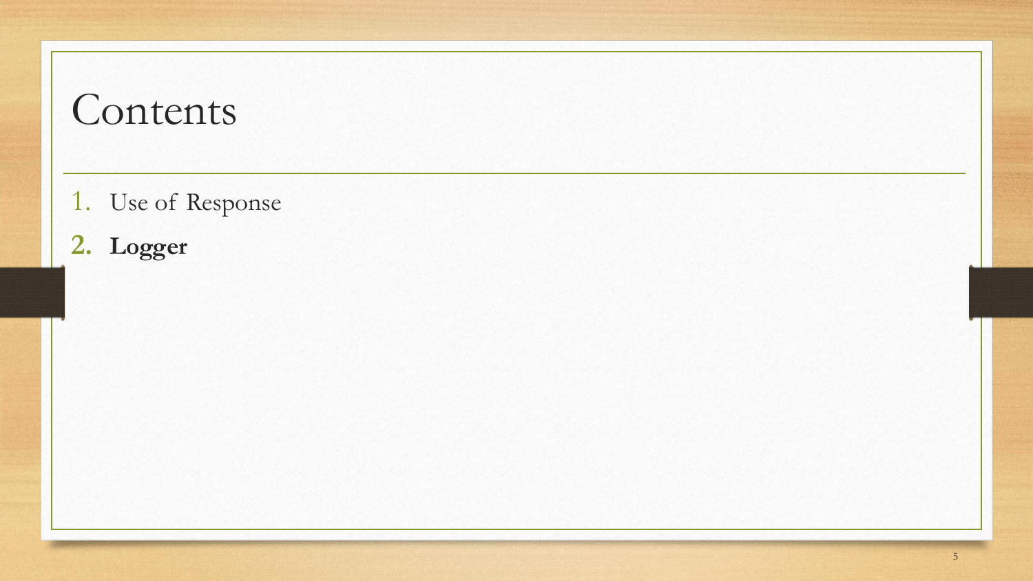# Contents

1. Use of Response
2. **Logger**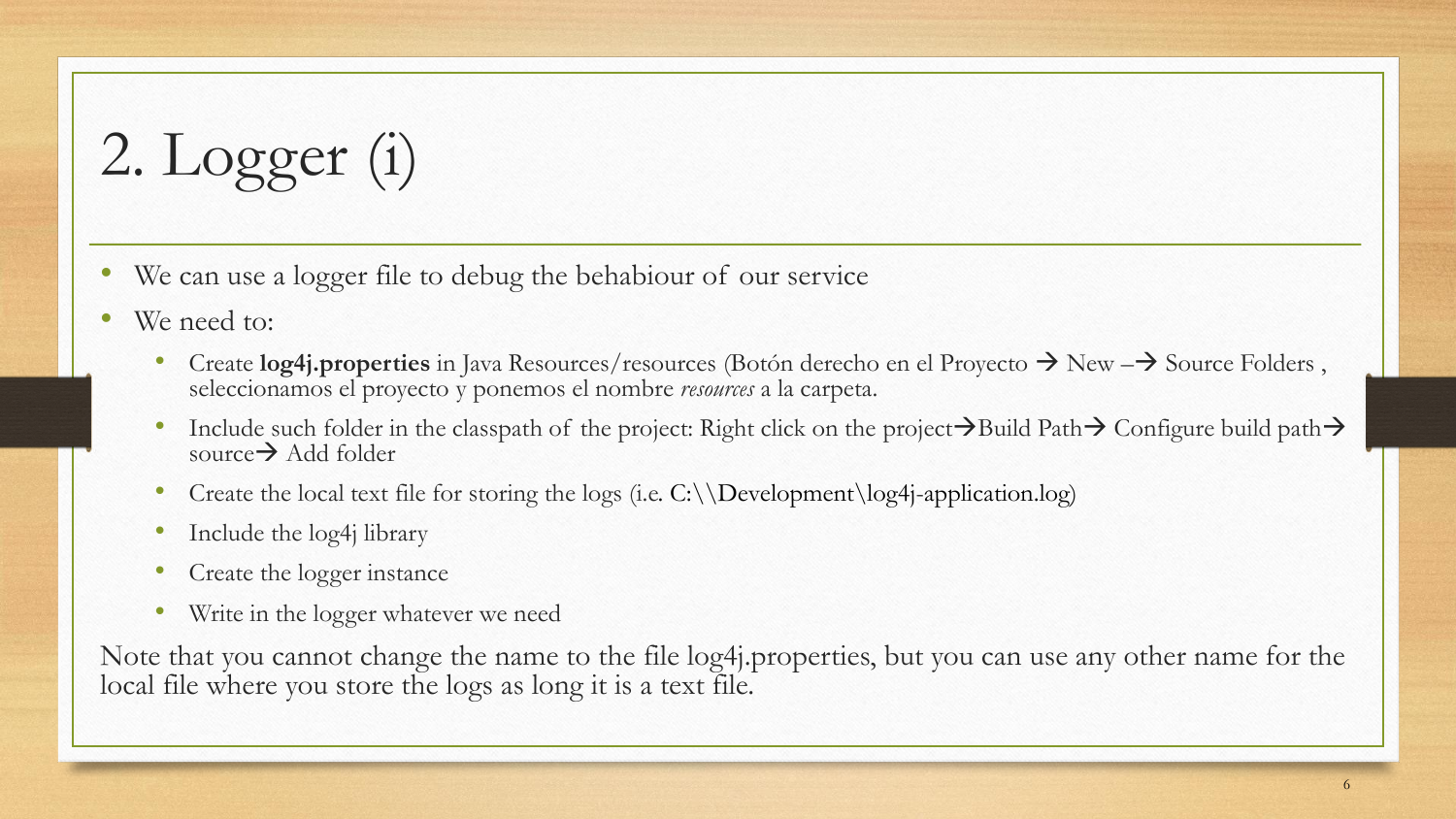# 2. Logger (i)

- We can use a logger file to debug the behabiour of our service
- We need to:
  - Create **log4j.properties** in Java Resources/resources (Botón derecho en el Proyecto → New –→ Source Folders , seleccionamos el proyecto y ponemos el nombre *resources* a la carpeta.
  - Include such folder in the classpath of the project: Right click on the project→Build Path→ Configure build path→ source→ Add folder
  - Create the local text file for storing the logs (i.e. C:\\Development\log4j-application.log)
  - Include the log4j library
  - Create the logger instance
  - Write in the logger whatever we need

Note that you cannot change the name to the file log4j.properties, but you can use any other name for the local file where you store the logs as long it is a text file.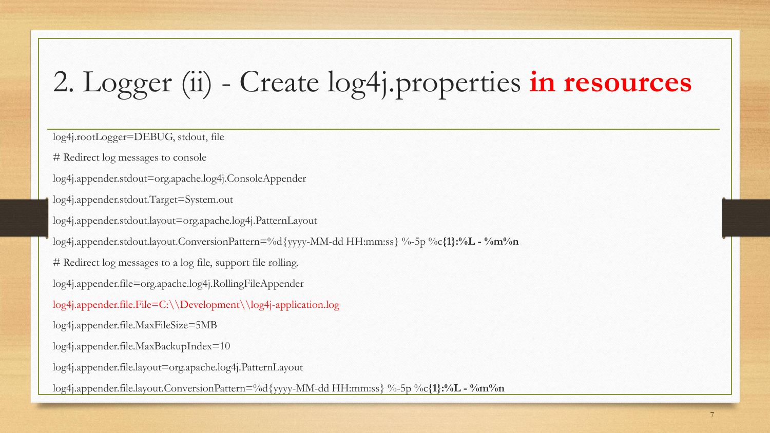# 2. Logger (ii) - Create log4j.properties **in resources**

```
log4j.rootLogger=DEBUG, stdout, file

# Redirect log messages to console

log4j.appender.stdout=org.apache.log4j.ConsoleAppender

log4j.appender.stdout.Target=System.out

log4j.appender.stdout.layout=org.apache.log4j.PatternLayout

log4j.appender.stdout.layout.ConversionPattern=%d{yyyy-MM-dd HH:mm:ss} %-5p %c{1}:%L - %m%n

# Redirect log messages to a log file, support file rolling.

log4j.appender.file=org.apache.log4j.RollingFileAppender

log4j.appender.file.File=C:\\Development\\log4j-application.log

log4j.appender.file.MaxFileSize=5MB

log4j.appender.file.MaxBackupIndex=10

log4j.appender.file.layout=org.apache.log4j.PatternLayout

log4j.appender.file.layout.ConversionPattern=%d{yyyy-MM-dd HH:mm:ss} %-5p %c{1}:%L - %m%n
```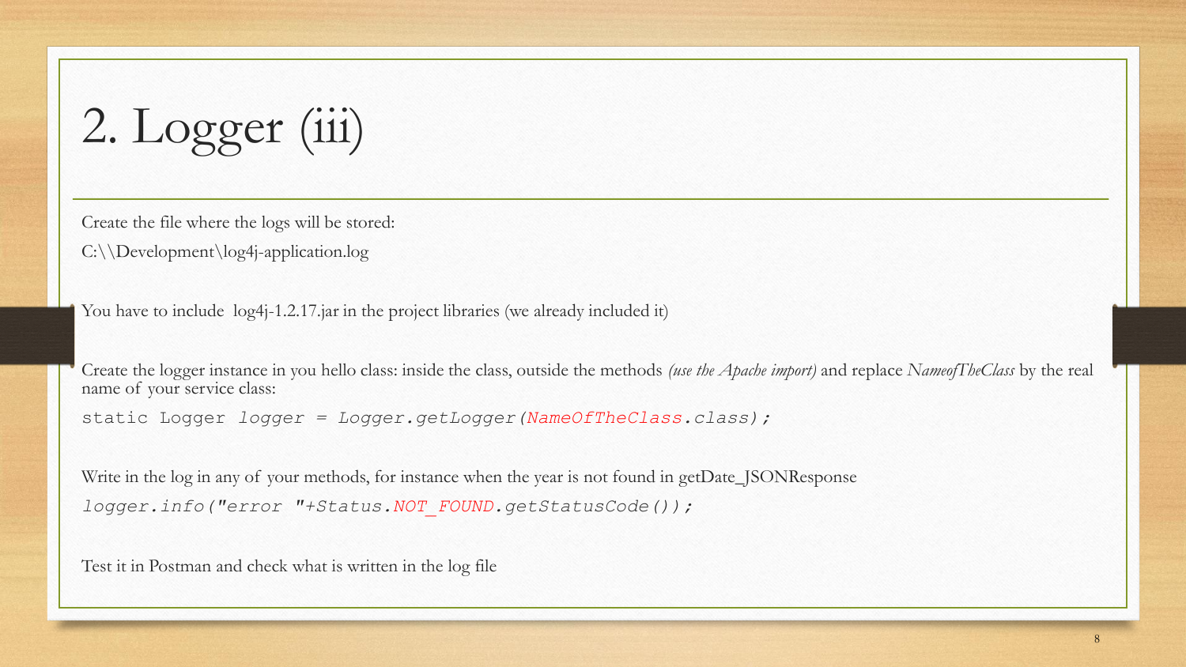# 2. Logger (iii)

Create the file where the logs will be stored:

C:\\Development\log4j-application.log

You have to include log4j-1.2.17.jar in the project libraries (we already included it)

Create the logger instance in you hello class: inside the class, outside the methods *(use the Apache import)* and replace *NameofTheClass* by the real name of your service class:

```
static Logger logger = Logger.getLogger(NameOfTheClass.class);
```

Write in the log in any of your methods, for instance when the year is not found in getDate_JSONResponse

```
logger.info("error "+Status.NOT_FOUND.getStatusCode());
```

Test it in Postman and check what is written in the log file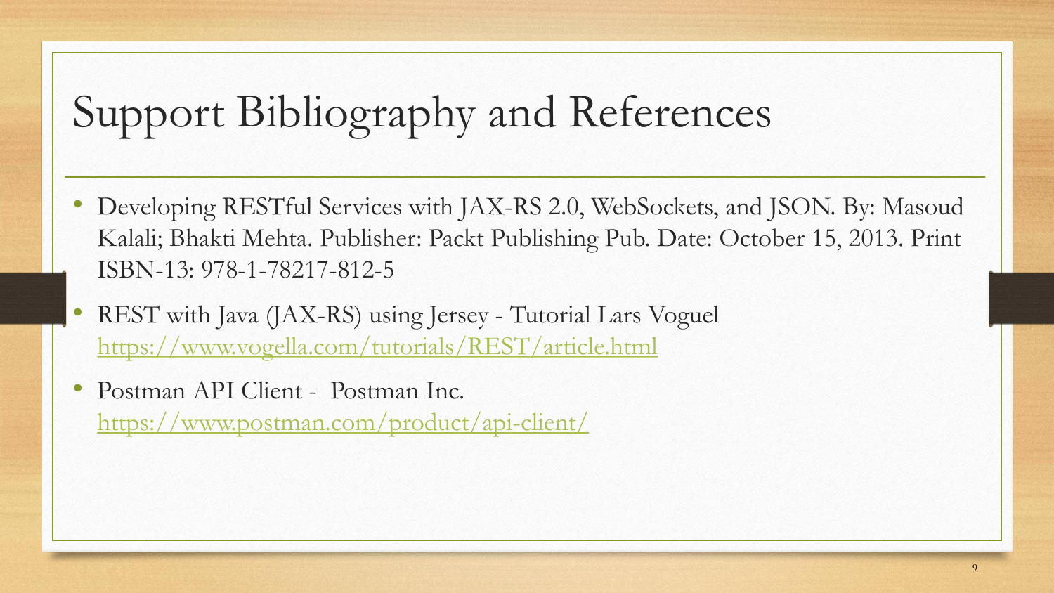# Support Bibliography and References

- Developing RESTful Services with JAX-RS 2.0, WebSockets, and JSON. By: Masoud Kalali; Bhakti Mehta. Publisher: Packt Publishing Pub. Date: October 15, 2013. Print ISBN-13: 978-1-78217-812-5
- REST with Java (JAX-RS) using Jersey - Tutorial Lars Voguel https://www.vogella.com/tutorials/REST/article.html
- Postman API Client - Postman Inc. https://www.postman.com/product/api-client/